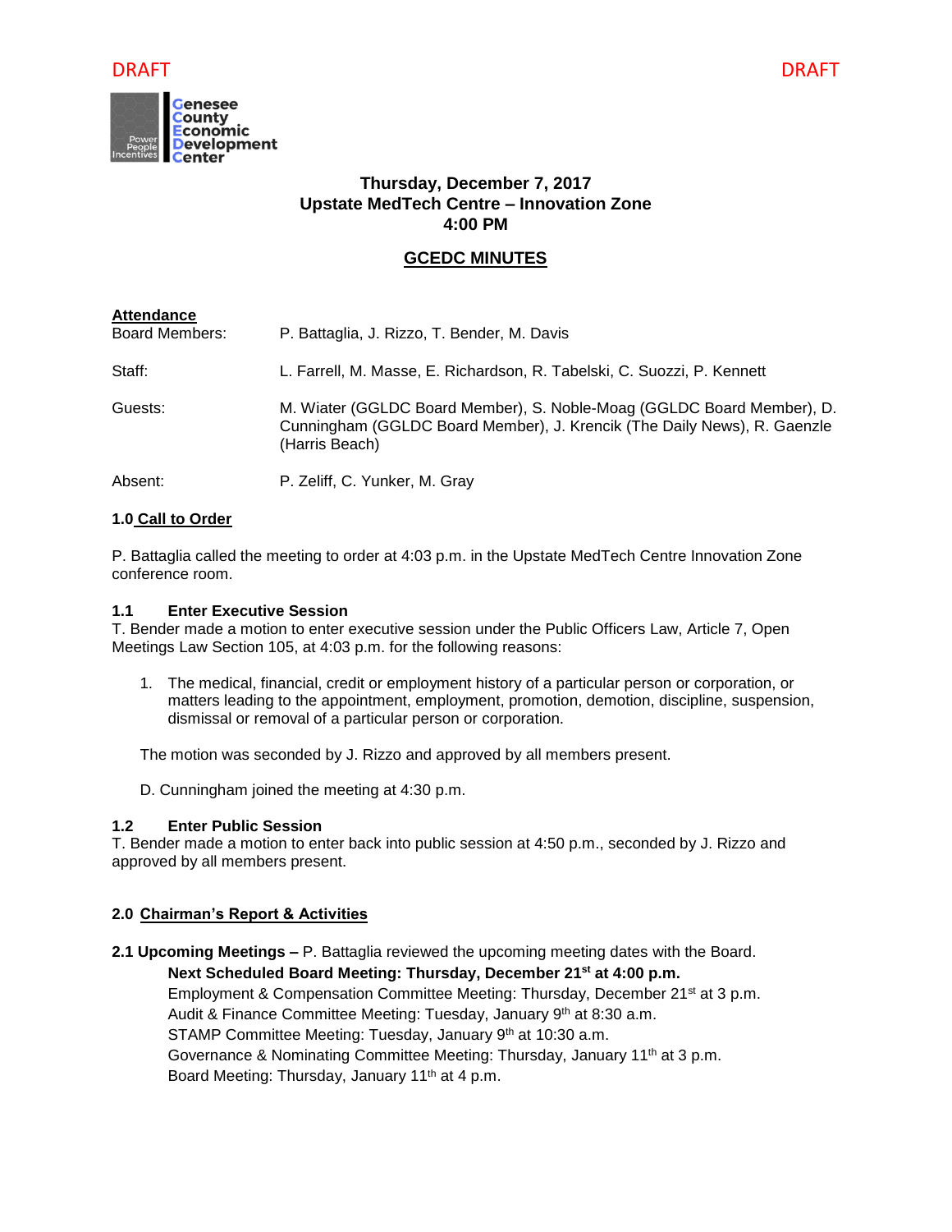DRAFT DRAFT

Genesee County Economic Development Center

**Thursday, December 7, 2017**
**Upstate MedTech Centre – Innovation Zone**
**4:00 PM**

## GCEDC MINUTES

**Attendance**

| | |
|---|---|
| Board Members: | P. Battaglia, J. Rizzo, T. Bender, M. Davis |
| Staff: | L. Farrell, M. Masse, E. Richardson, R. Tabelski, C. Suozzi, P. Kennett |
| Guests: | M. Wiater (GGLDC Board Member), S. Noble-Moag (GGLDC Board Member), D. Cunningham (GGLDC Board Member), J. Krencik (The Daily News), R. Gaenzle (Harris Beach) |
| Absent: | P. Zeliff, C. Yunker, M. Gray |

### 1.0 Call to Order

P. Battaglia called the meeting to order at 4:03 p.m. in the Upstate MedTech Centre Innovation Zone conference room.

**1.1 Enter Executive Session**
T. Bender made a motion to enter executive session under the Public Officers Law, Article 7, Open Meetings Law Section 105, at 4:03 p.m. for the following reasons:

1. The medical, financial, credit or employment history of a particular person or corporation, or matters leading to the appointment, employment, promotion, demotion, discipline, suspension, dismissal or removal of a particular person or corporation.

The motion was seconded by J. Rizzo and approved by all members present.

D. Cunningham joined the meeting at 4:30 p.m.

**1.2 Enter Public Session**
T. Bender made a motion to enter back into public session at 4:50 p.m., seconded by J. Rizzo and approved by all members present.

### 2.0 Chairman's Report & Activities

**2.1 Upcoming Meetings –** P. Battaglia reviewed the upcoming meeting dates with the Board.

**Next Scheduled Board Meeting: Thursday, December 21st at 4:00 p.m.**
Employment & Compensation Committee Meeting: Thursday, December 21st at 3 p.m.
Audit & Finance Committee Meeting: Tuesday, January 9th at 8:30 a.m.
STAMP Committee Meeting: Tuesday, January 9th at 10:30 a.m.
Governance & Nominating Committee Meeting: Thursday, January 11th at 3 p.m.
Board Meeting: Thursday, January 11th at 4 p.m.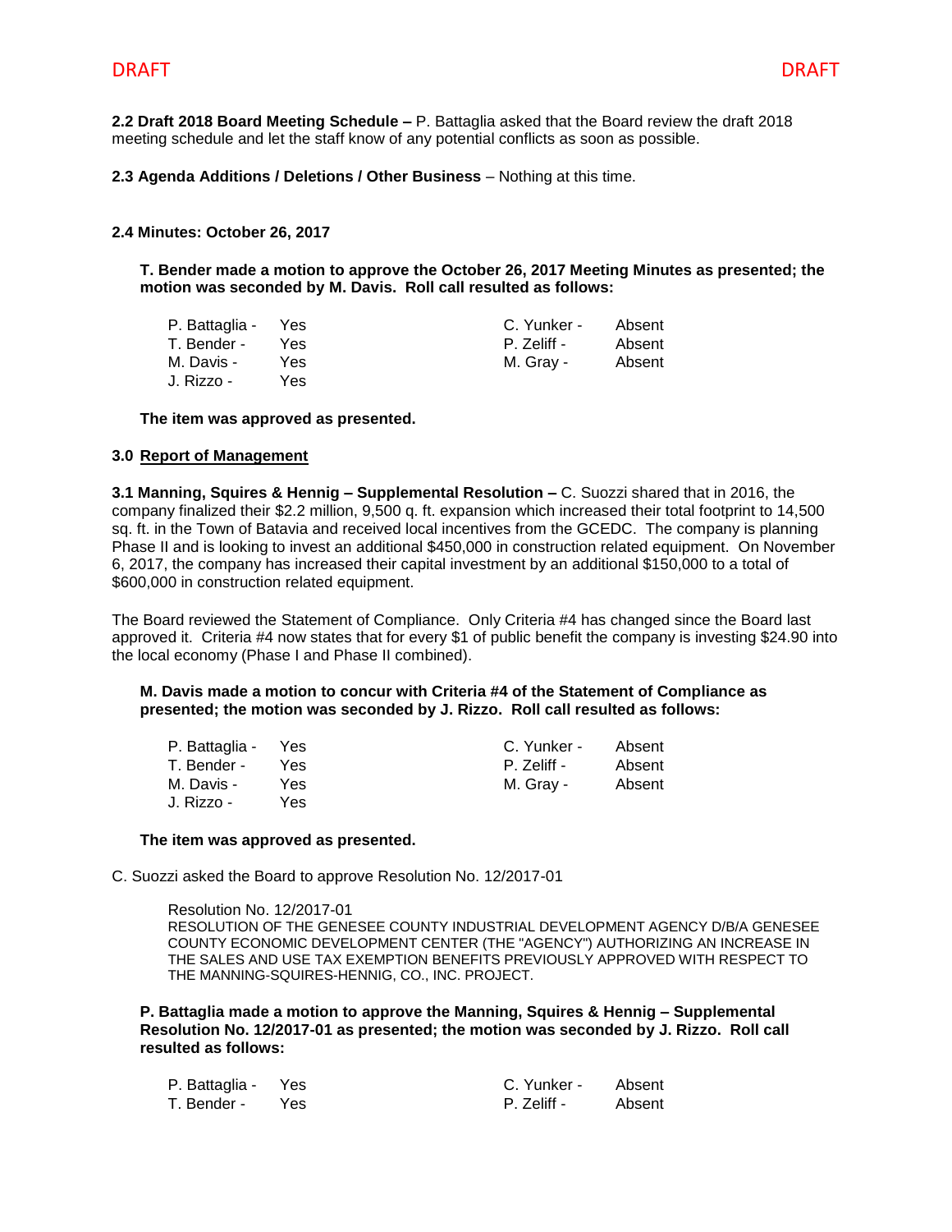**2.2 Draft 2018 Board Meeting Schedule –** P. Battaglia asked that the Board review the draft 2018 meeting schedule and let the staff know of any potential conflicts as soon as possible.

**2.3 Agenda Additions / Deletions / Other Business** – Nothing at this time.

**2.4 Minutes: October 26, 2017**

**T. Bender made a motion to approve the October 26, 2017 Meeting Minutes as presented; the motion was seconded by M. Davis. Roll call resulted as follows:**

| | | | |
|---|---|---|---|
| P. Battaglia - | Yes | C. Yunker - | Absent |
| T. Bender - | Yes | P. Zeliff - | Absent |
| M. Davis - | Yes | M. Gray - | Absent |
| J. Rizzo - | Yes | | |

**The item was approved as presented.**

**3.0 Report of Management**

**3.1 Manning, Squires & Hennig – Supplemental Resolution –** C. Suozzi shared that in 2016, the company finalized their $2.2 million, 9,500 q. ft. expansion which increased their total footprint to 14,500 sq. ft. in the Town of Batavia and received local incentives from the GCEDC. The company is planning Phase II and is looking to invest an additional $450,000 in construction related equipment. On November 6, 2017, the company has increased their capital investment by an additional $150,000 to a total of $600,000 in construction related equipment.

The Board reviewed the Statement of Compliance. Only Criteria #4 has changed since the Board last approved it. Criteria #4 now states that for every $1 of public benefit the company is investing $24.90 into the local economy (Phase I and Phase II combined).

**M. Davis made a motion to concur with Criteria #4 of the Statement of Compliance as presented; the motion was seconded by J. Rizzo. Roll call resulted as follows:**

| | | | |
|---|---|---|---|
| P. Battaglia - | Yes | C. Yunker - | Absent |
| T. Bender - | Yes | P. Zeliff - | Absent |
| M. Davis - | Yes | M. Gray - | Absent |
| J. Rizzo - | Yes | | |

**The item was approved as presented.**

C. Suozzi asked the Board to approve Resolution No. 12/2017-01

Resolution No. 12/2017-01
RESOLUTION OF THE GENESEE COUNTY INDUSTRIAL DEVELOPMENT AGENCY D/B/A GENESEE COUNTY ECONOMIC DEVELOPMENT CENTER (THE "AGENCY") AUTHORIZING AN INCREASE IN THE SALES AND USE TAX EXEMPTION BENEFITS PREVIOUSLY APPROVED WITH RESPECT TO THE MANNING-SQUIRES-HENNIG, CO., INC. PROJECT.

**P. Battaglia made a motion to approve the Manning, Squires & Hennig – Supplemental Resolution No. 12/2017-01 as presented; the motion was seconded by J. Rizzo. Roll call resulted as follows:**

| | | | |
|---|---|---|---|
| P. Battaglia - | Yes | C. Yunker - | Absent |
| T. Bender - | Yes | P. Zeliff - | Absent |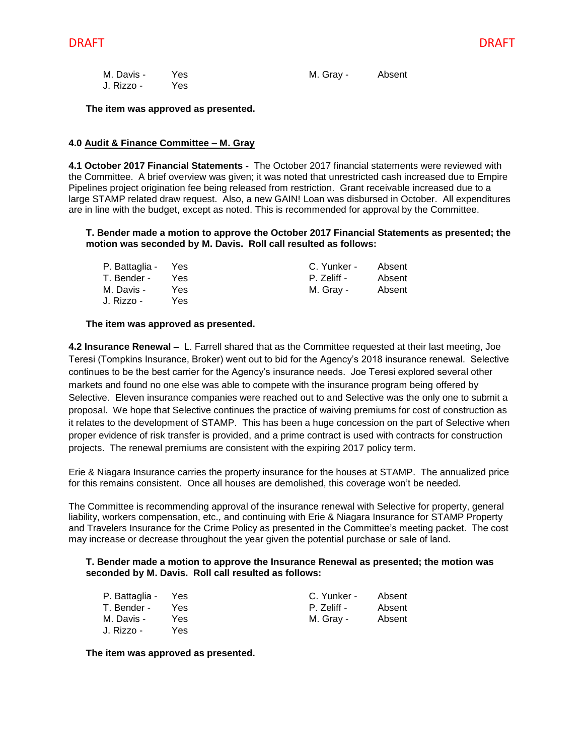| | | | |
|---|---|---|---|
| M. Davis - | Yes | M. Gray - | Absent |
| J. Rizzo - | Yes | | |

**The item was approved as presented.**

**4.0 Audit & Finance Committee – M. Gray**

**4.1 October 2017 Financial Statements -** The October 2017 financial statements were reviewed with the Committee. A brief overview was given; it was noted that unrestricted cash increased due to Empire Pipelines project origination fee being released from restriction. Grant receivable increased due to a large STAMP related draw request. Also, a new GAIN! Loan was disbursed in October. All expenditures are in line with the budget, except as noted. This is recommended for approval by the Committee.

**T. Bender made a motion to approve the October 2017 Financial Statements as presented; the motion was seconded by M. Davis. Roll call resulted as follows:**

| | | | |
|---|---|---|---|
| P. Battaglia - | Yes | C. Yunker - | Absent |
| T. Bender - | Yes | P. Zeliff - | Absent |
| M. Davis - | Yes | M. Gray - | Absent |
| J. Rizzo - | Yes | | |

**The item was approved as presented.**

**4.2 Insurance Renewal –** L. Farrell shared that as the Committee requested at their last meeting, Joe Teresi (Tompkins Insurance, Broker) went out to bid for the Agency's 2018 insurance renewal. Selective continues to be the best carrier for the Agency's insurance needs. Joe Teresi explored several other markets and found no one else was able to compete with the insurance program being offered by Selective. Eleven insurance companies were reached out to and Selective was the only one to submit a proposal. We hope that Selective continues the practice of waiving premiums for cost of construction as it relates to the development of STAMP. This has been a huge concession on the part of Selective when proper evidence of risk transfer is provided, and a prime contract is used with contracts for construction projects. The renewal premiums are consistent with the expiring 2017 policy term.

Erie & Niagara Insurance carries the property insurance for the houses at STAMP. The annualized price for this remains consistent. Once all houses are demolished, this coverage won't be needed.

The Committee is recommending approval of the insurance renewal with Selective for property, general liability, workers compensation, etc., and continuing with Erie & Niagara Insurance for STAMP Property and Travelers Insurance for the Crime Policy as presented in the Committee's meeting packet. The cost may increase or decrease throughout the year given the potential purchase or sale of land.

**T. Bender made a motion to approve the Insurance Renewal as presented; the motion was seconded by M. Davis. Roll call resulted as follows:**

| | | | |
|---|---|---|---|
| P. Battaglia - | Yes | C. Yunker - | Absent |
| T. Bender - | Yes | P. Zeliff - | Absent |
| M. Davis - | Yes | M. Gray - | Absent |
| J. Rizzo - | Yes | | |

**The item was approved as presented.**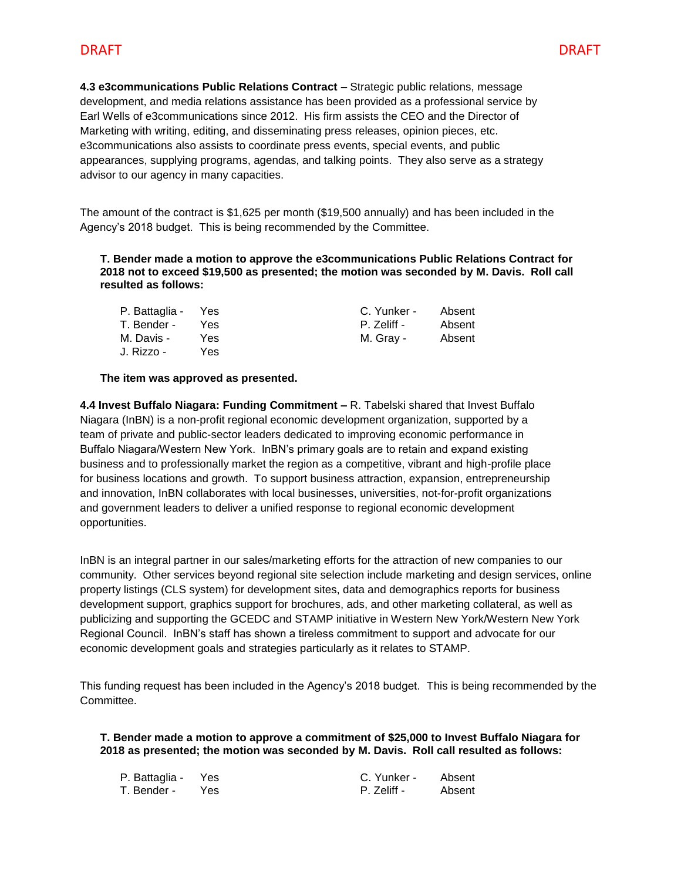**4.3 e3communications Public Relations Contract –** Strategic public relations, message development, and media relations assistance has been provided as a professional service by Earl Wells of e3communications since 2012. His firm assists the CEO and the Director of Marketing with writing, editing, and disseminating press releases, opinion pieces, etc. e3communications also assists to coordinate press events, special events, and public appearances, supplying programs, agendas, and talking points. They also serve as a strategy advisor to our agency in many capacities.

The amount of the contract is $1,625 per month ($19,500 annually) and has been included in the Agency's 2018 budget. This is being recommended by the Committee.

**T. Bender made a motion to approve the e3communications Public Relations Contract for 2018 not to exceed $19,500 as presented; the motion was seconded by M. Davis. Roll call resulted as follows:**

| | | | |
|---|---|---|---|
| P. Battaglia - | Yes | C. Yunker - | Absent |
| T. Bender - | Yes | P. Zeliff - | Absent |
| M. Davis - | Yes | M. Gray - | Absent |
| J. Rizzo - | Yes | | |

**The item was approved as presented.**

**4.4 Invest Buffalo Niagara: Funding Commitment –** R. Tabelski shared that Invest Buffalo Niagara (InBN) is a non-profit regional economic development organization, supported by a team of private and public-sector leaders dedicated to improving economic performance in Buffalo Niagara/Western New York. InBN's primary goals are to retain and expand existing business and to professionally market the region as a competitive, vibrant and high-profile place for business locations and growth. To support business attraction, expansion, entrepreneurship and innovation, InBN collaborates with local businesses, universities, not-for-profit organizations and government leaders to deliver a unified response to regional economic development opportunities.

InBN is an integral partner in our sales/marketing efforts for the attraction of new companies to our community. Other services beyond regional site selection include marketing and design services, online property listings (CLS system) for development sites, data and demographics reports for business development support, graphics support for brochures, ads, and other marketing collateral, as well as publicizing and supporting the GCEDC and STAMP initiative in Western New York/Western New York Regional Council. InBN's staff has shown a tireless commitment to support and advocate for our economic development goals and strategies particularly as it relates to STAMP.

This funding request has been included in the Agency's 2018 budget. This is being recommended by the Committee.

**T. Bender made a motion to approve a commitment of $25,000 to Invest Buffalo Niagara for 2018 as presented; the motion was seconded by M. Davis. Roll call resulted as follows:**

| | | | |
|---|---|---|---|
| P. Battaglia - | Yes | C. Yunker - | Absent |
| T. Bender - | Yes | P. Zeliff - | Absent |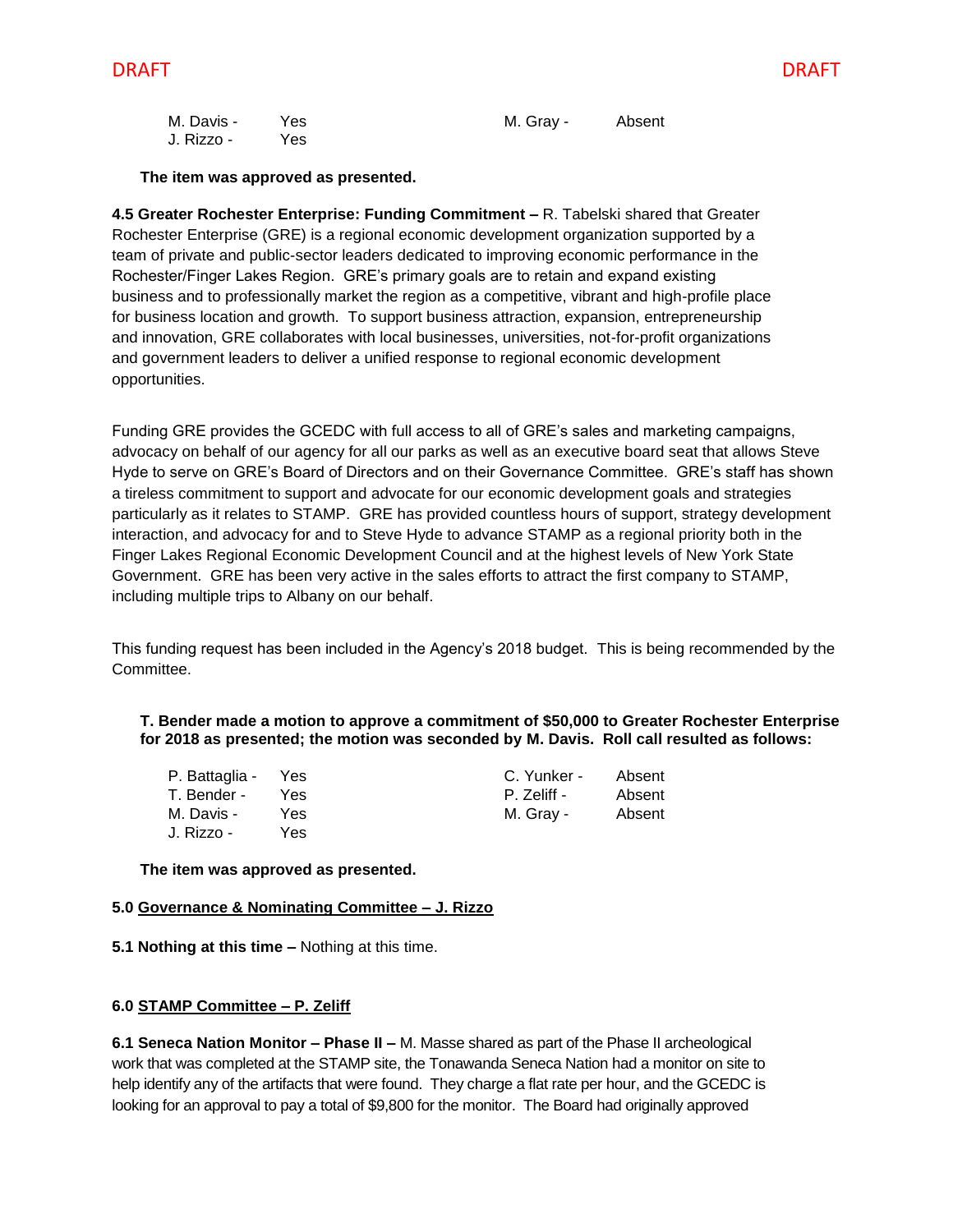| | | | |
|---|---|---|---|
| M. Davis - | Yes | M. Gray - | Absent |
| J. Rizzo - | Yes | | |

**The item was approved as presented.**

**4.5 Greater Rochester Enterprise: Funding Commitment –** R. Tabelski shared that Greater Rochester Enterprise (GRE) is a regional economic development organization supported by a team of private and public-sector leaders dedicated to improving economic performance in the Rochester/Finger Lakes Region. GRE's primary goals are to retain and expand existing business and to professionally market the region as a competitive, vibrant and high-profile place for business location and growth. To support business attraction, expansion, entrepreneurship and innovation, GRE collaborates with local businesses, universities, not-for-profit organizations and government leaders to deliver a unified response to regional economic development opportunities.

Funding GRE provides the GCEDC with full access to all of GRE's sales and marketing campaigns, advocacy on behalf of our agency for all our parks as well as an executive board seat that allows Steve Hyde to serve on GRE's Board of Directors and on their Governance Committee. GRE's staff has shown a tireless commitment to support and advocate for our economic development goals and strategies particularly as it relates to STAMP. GRE has provided countless hours of support, strategy development interaction, and advocacy for and to Steve Hyde to advance STAMP as a regional priority both in the Finger Lakes Regional Economic Development Council and at the highest levels of New York State Government. GRE has been very active in the sales efforts to attract the first company to STAMP, including multiple trips to Albany on our behalf.

This funding request has been included in the Agency's 2018 budget. This is being recommended by the Committee.

**T. Bender made a motion to approve a commitment of $50,000 to Greater Rochester Enterprise for 2018 as presented; the motion was seconded by M. Davis. Roll call resulted as follows:**

| | | | |
|---|---|---|---|
| P. Battaglia - | Yes | C. Yunker - | Absent |
| T. Bender - | Yes | P. Zeliff - | Absent |
| M. Davis - | Yes | M. Gray - | Absent |
| J. Rizzo - | Yes | | |

**The item was approved as presented.**

**5.0 Governance & Nominating Committee – J. Rizzo**

**5.1 Nothing at this time –** Nothing at this time.

**6.0 STAMP Committee – P. Zeliff**

**6.1 Seneca Nation Monitor – Phase II –** M. Masse shared as part of the Phase II archeological work that was completed at the STAMP site, the Tonawanda Seneca Nation had a monitor on site to help identify any of the artifacts that were found. They charge a flat rate per hour, and the GCEDC is looking for an approval to pay a total of $9,800 for the monitor. The Board had originally approved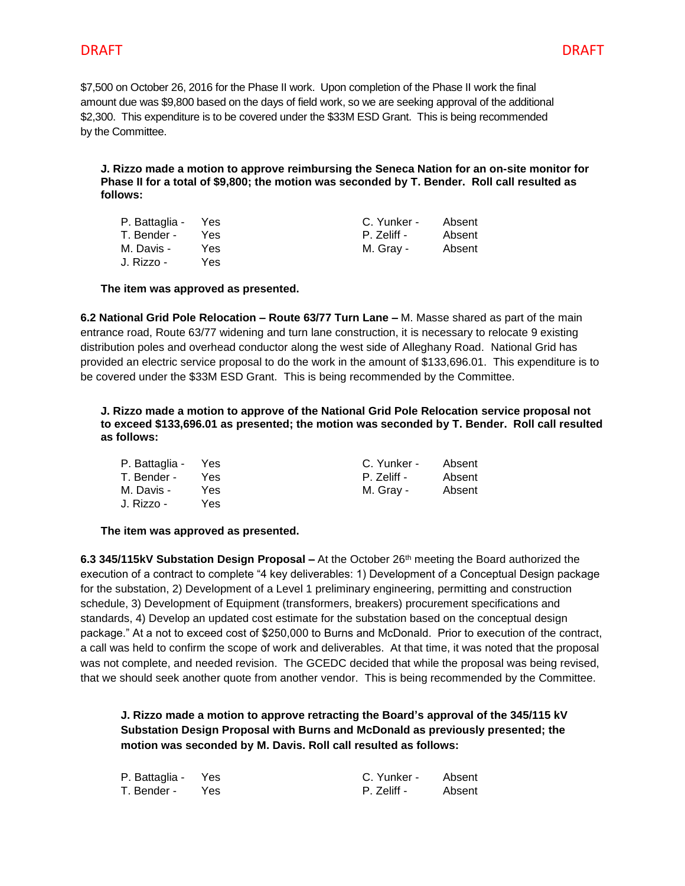$7,500 on October 26, 2016 for the Phase II work. Upon completion of the Phase II work the final amount due was $9,800 based on the days of field work, so we are seeking approval of the additional $2,300. This expenditure is to be covered under the $33M ESD Grant. This is being recommended by the Committee.

**J. Rizzo made a motion to approve reimbursing the Seneca Nation for an on-site monitor for Phase II for a total of $9,800; the motion was seconded by T. Bender. Roll call resulted as follows:**

| | | | |
|---|---|---|---|
| P. Battaglia - | Yes | C. Yunker - | Absent |
| T. Bender - | Yes | P. Zeliff - | Absent |
| M. Davis - | Yes | M. Gray - | Absent |
| J. Rizzo - | Yes | | |

**The item was approved as presented.**

**6.2 National Grid Pole Relocation – Route 63/77 Turn Lane –** M. Masse shared as part of the main entrance road, Route 63/77 widening and turn lane construction, it is necessary to relocate 9 existing distribution poles and overhead conductor along the west side of Alleghany Road. National Grid has provided an electric service proposal to do the work in the amount of $133,696.01. This expenditure is to be covered under the $33M ESD Grant. This is being recommended by the Committee.

**J. Rizzo made a motion to approve of the National Grid Pole Relocation service proposal not to exceed $133,696.01 as presented; the motion was seconded by T. Bender. Roll call resulted as follows:**

| | | | |
|---|---|---|---|
| P. Battaglia - | Yes | C. Yunker - | Absent |
| T. Bender - | Yes | P. Zeliff - | Absent |
| M. Davis - | Yes | M. Gray - | Absent |
| J. Rizzo - | Yes | | |

**The item was approved as presented.**

**6.3 345/115kV Substation Design Proposal –** At the October 26th meeting the Board authorized the execution of a contract to complete "4 key deliverables: 1) Development of a Conceptual Design package for the substation, 2) Development of a Level 1 preliminary engineering, permitting and construction schedule, 3) Development of Equipment (transformers, breakers) procurement specifications and standards, 4) Develop an updated cost estimate for the substation based on the conceptual design package." At a not to exceed cost of $250,000 to Burns and McDonald. Prior to execution of the contract, a call was held to confirm the scope of work and deliverables. At that time, it was noted that the proposal was not complete, and needed revision. The GCEDC decided that while the proposal was being revised, that we should seek another quote from another vendor. This is being recommended by the Committee.

**J. Rizzo made a motion to approve retracting the Board's approval of the 345/115 kV Substation Design Proposal with Burns and McDonald as previously presented; the motion was seconded by M. Davis. Roll call resulted as follows:**

| | | | |
|---|---|---|---|
| P. Battaglia - | Yes | C. Yunker - | Absent |
| T. Bender - | Yes | P. Zeliff - | Absent |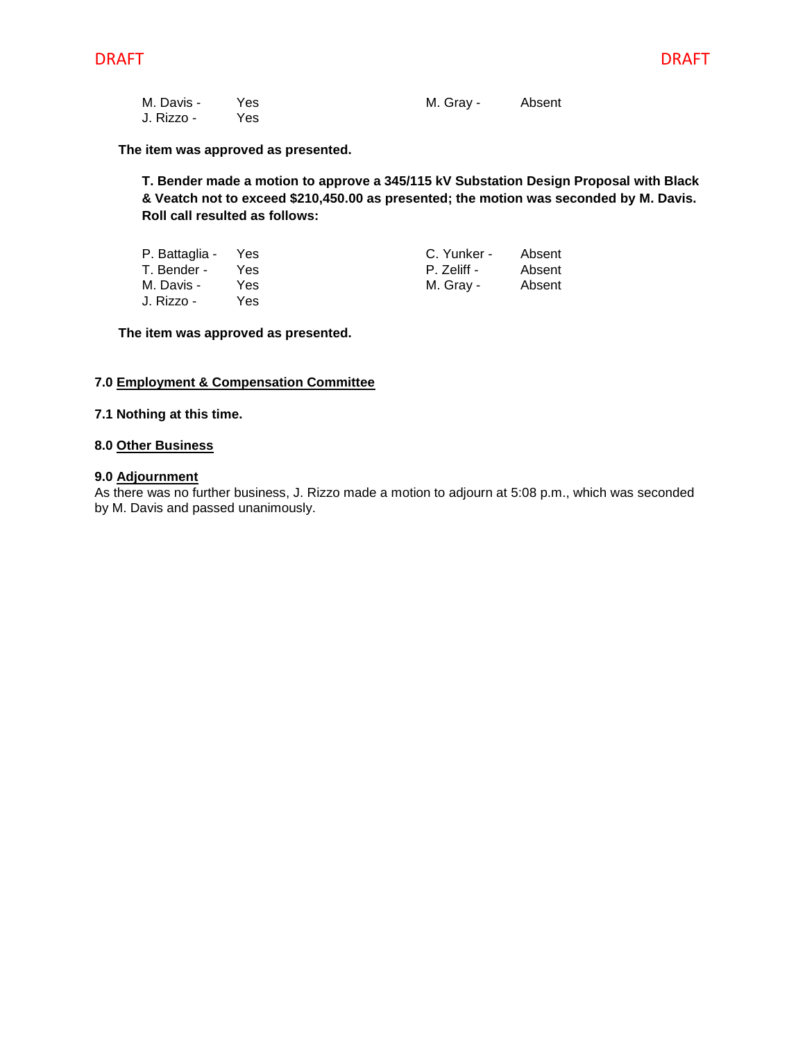| | | | |
|---|---|---|---|
| M. Davis - | Yes | M. Gray - | Absent |
| J. Rizzo - | Yes | | |

**The item was approved as presented.**

**T. Bender made a motion to approve a 345/115 kV Substation Design Proposal with Black & Veatch not to exceed $210,450.00 as presented; the motion was seconded by M. Davis. Roll call resulted as follows:**

| | | | |
|---|---|---|---|
| P. Battaglia - | Yes | C. Yunker - | Absent |
| T. Bender - | Yes | P. Zeliff - | Absent |
| M. Davis - | Yes | M. Gray - | Absent |
| J. Rizzo - | Yes | | |

**The item was approved as presented.**

## 7.0 Employment & Compensation Committee

**7.1 Nothing at this time.**

## 8.0 Other Business

## 9.0 Adjournment

As there was no further business, J. Rizzo made a motion to adjourn at 5:08 p.m., which was seconded by M. Davis and passed unanimously.